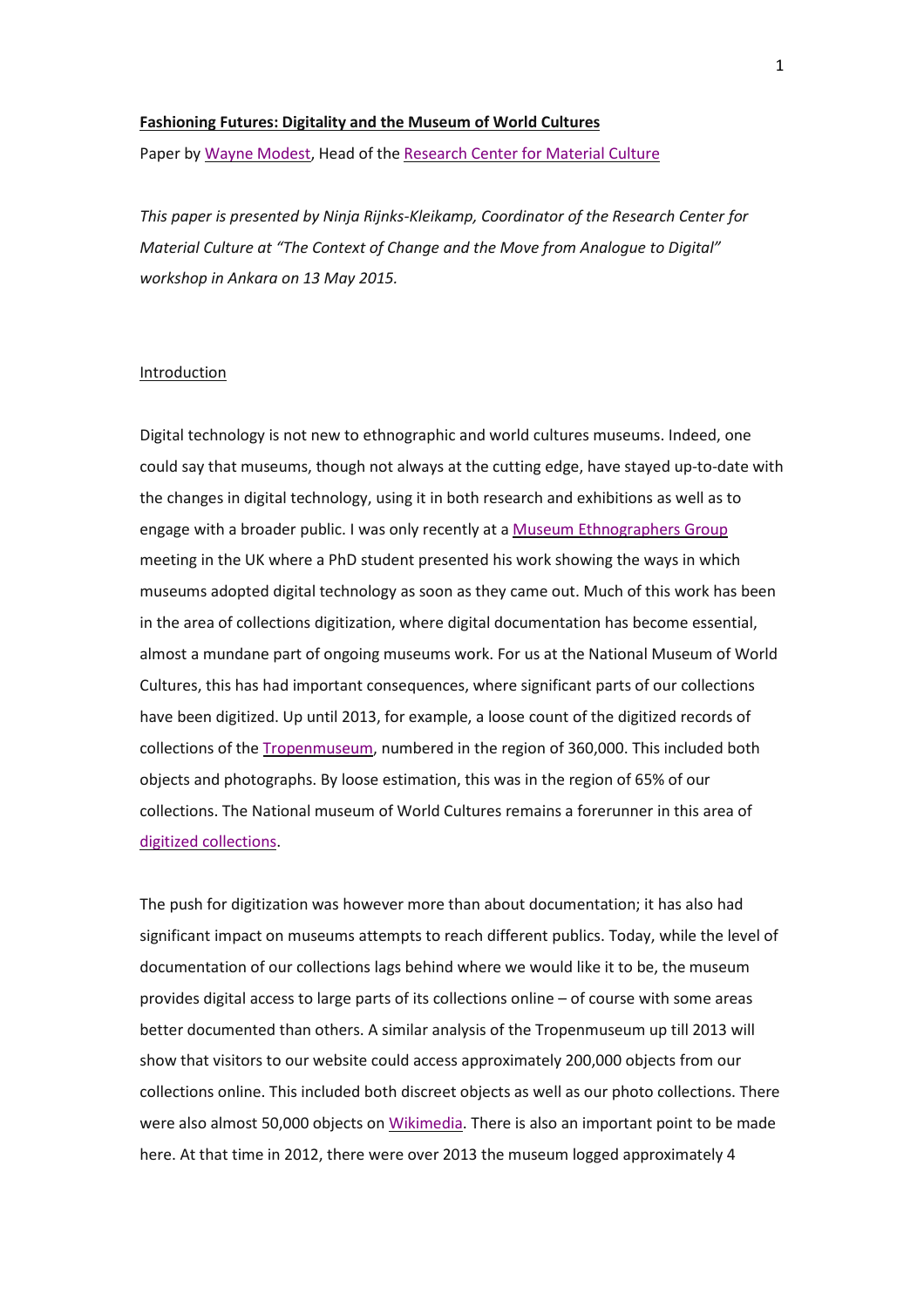**Fashioning Futures: Digitality and the Museum of World Cultures**

Paper by Wayne Modest, Head of the Research Center for Material Culture

*This paper is presented by Ninja Rijnks-Kleikamp, Coordinator of the Research Center for Material Culture at "The Context of Change and the Move from Analogue to Digital" workshop in Ankara on 13 May 2015.*

## Introduction

Digital technology is not new to ethnographic and world cultures museums. Indeed, one could say that museums, though not always at the cutting edge, have stayed up-to-date with the changes in digital technology, using it in both research and exhibitions as well as to engage with a broader public. I was only recently at a Museum Ethnographers Group meeting in the UK where a PhD student presented his work showing the ways in which museums adopted digital technology as soon as they came out. Much of this work has been in the area of collections digitization, where digital documentation has become essential, almost a mundane part of ongoing museums work. For us at the National Museum of World Cultures, this has had important consequences, where significant parts of our collections have been digitized. Up until 2013, for example, a loose count of the digitized records of collections of the Tropenmuseum, numbered in the region of 360,000. This included both objects and photographs. By loose estimation, this was in the region of 65% of our collections. The National museum of World Cultures remains a forerunner in this area of digitized collections.

The push for digitization was however more than about documentation; it has also had significant impact on museums attempts to reach different publics. Today, while the level of documentation of our collections lags behind where we would like it to be, the museum provides digital access to large parts of its collections online – of course with some areas better documented than others. A similar analysis of the Tropenmuseum up till 2013 will show that visitors to our website could access approximately 200,000 objects from our collections online. This included both discreet objects as well as our photo collections. There were also almost 50,000 objects on Wikimedia. There is also an important point to be made here. At that time in 2012, there were over 2013 the museum logged approximately 4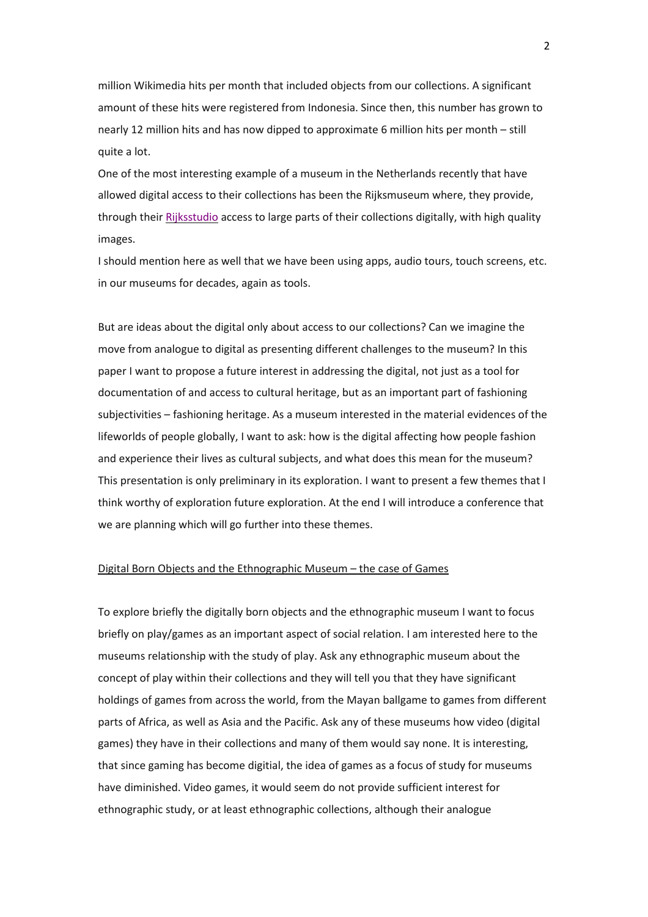million Wikimedia hits per month that included objects from our collections. A significant amount of these hits were registered from Indonesia. Since then, this number has grown to nearly 12 million hits and has now dipped to approximate 6 million hits per month – still quite a lot.

One of the most interesting example of a museum in the Netherlands recently that have allowed digital access to their collections has been the Rijksmuseum where, they provide, through their Rijksstudio access to large parts of their collections digitally, with high quality images.

I should mention here as well that we have been using apps, audio tours, touch screens, etc. in our museums for decades, again as tools.

But are ideas about the digital only about access to our collections? Can we imagine the move from analogue to digital as presenting different challenges to the museum? In this paper I want to propose a future interest in addressing the digital, not just as a tool for documentation of and access to cultural heritage, but as an important part of fashioning subjectivities – fashioning heritage. As a museum interested in the material evidences of the lifeworlds of people globally, I want to ask: how is the digital affecting how people fashion and experience their lives as cultural subjects, and what does this mean for the museum? This presentation is only preliminary in its exploration. I want to present a few themes that I think worthy of exploration future exploration. At the end I will introduce a conference that we are planning which will go further into these themes.

## Digital Born Objects and the Ethnographic Museum – the case of Games

To explore briefly the digitally born objects and the ethnographic museum I want to focus briefly on play/games as an important aspect of social relation. I am interested here to the museums relationship with the study of play. Ask any ethnographic museum about the concept of play within their collections and they will tell you that they have significant holdings of games from across the world, from the Mayan ballgame to games from different parts of Africa, as well as Asia and the Pacific. Ask any of these museums how video (digital games) they have in their collections and many of them would say none. It is interesting, that since gaming has become digitial, the idea of games as a focus of study for museums have diminished. Video games, it would seem do not provide sufficient interest for ethnographic study, or at least ethnographic collections, although their analogue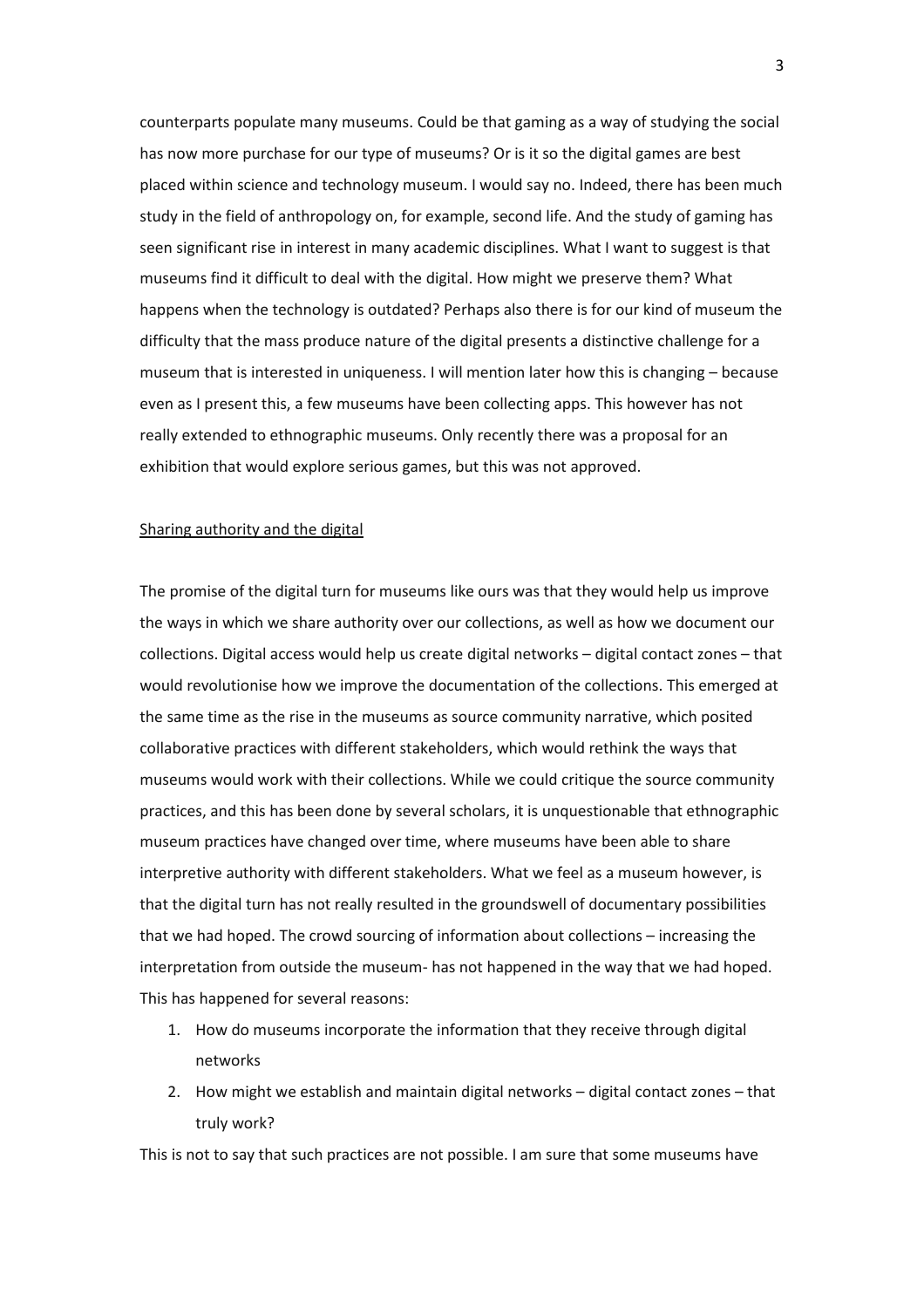counterparts populate many museums. Could be that gaming as a way of studying the social has now more purchase for our type of museums? Or is it so the digital games are best placed within science and technology museum. I would say no. Indeed, there has been much study in the field of anthropology on, for example, second life. And the study of gaming has seen significant rise in interest in many academic disciplines. What I want to suggest is that museums find it difficult to deal with the digital. How might we preserve them? What happens when the technology is outdated? Perhaps also there is for our kind of museum the difficulty that the mass produce nature of the digital presents a distinctive challenge for a museum that is interested in uniqueness. I will mention later how this is changing – because even as I present this, a few museums have been collecting apps. This however has not really extended to ethnographic museums. Only recently there was a proposal for an exhibition that would explore serious games, but this was not approved.

<u>Sharing authority and the digital</u>

The promise of the digital turn for museums like ours was that they would help us improve the ways in which we share authority over our collections, as well as how we document our collections. Digital access would help us create digital networks – digital contact zones – that would revolutionise how we improve the documentation of the collections. This emerged at the same time as the rise in the museums as source community narrative, which posited collaborative practices with different stakeholders, which would rethink the ways that museums would work with their collections. While we could critique the source community practices, and this has been done by several scholars, it is unquestionable that ethnographic museum practices have changed over time, where museums have been able to share interpretive authority with different stakeholders. What we feel as a museum however, is that the digital turn has not really resulted in the groundswell of documentary possibilities that we had hoped. The crowd sourcing of information about collections – increasing the interpretation from outside the museum- has not happened in the way that we had hoped. This has happened for several reasons:

1. How do museums incorporate the information that they receive through digital networks
2. How might we establish and maintain digital networks – digital contact zones – that truly work?

This is not to say that such practices are not possible. I am sure that some museums have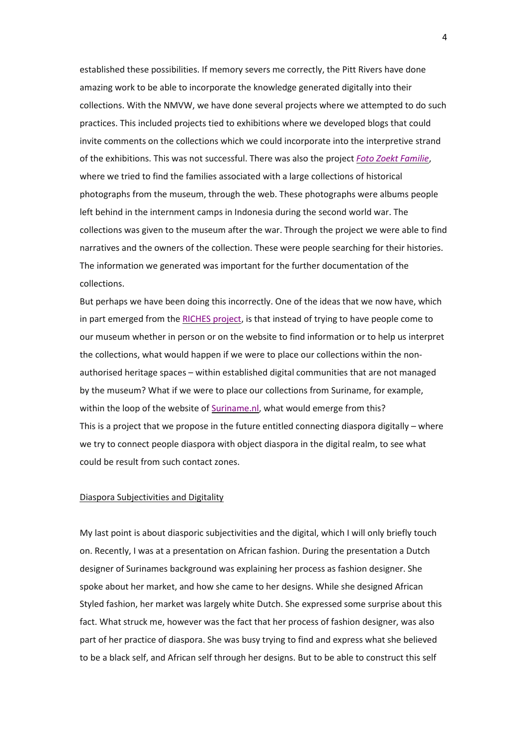established these possibilities. If memory severs me correctly, the Pitt Rivers have done amazing work to be able to incorporate the knowledge generated digitally into their collections. With the NMVW, we have done several projects where we attempted to do such practices. This included projects tied to exhibitions where we developed blogs that could invite comments on the collections which we could incorporate into the interpretive strand of the exhibitions. This was not successful. There was also the project *Foto Zoekt Familie*, where we tried to find the families associated with a large collections of historical photographs from the museum, through the web. These photographs were albums people left behind in the internment camps in Indonesia during the second world war. The collections was given to the museum after the war. Through the project we were able to find narratives and the owners of the collection. These were people searching for their histories. The information we generated was important for the further documentation of the collections.

But perhaps we have been doing this incorrectly. One of the ideas that we now have, which in part emerged from the RICHES project, is that instead of trying to have people come to our museum whether in person or on the website to find information or to help us interpret the collections, what would happen if we were to place our collections within the non-authorised heritage spaces – within established digital communities that are not managed by the museum? What if we were to place our collections from Suriname, for example, within the loop of the website of Suriname.nl, what would emerge from this?

This is a project that we propose in the future entitled connecting diaspora digitally – where we try to connect people diaspora with object diaspora in the digital realm, to see what could be result from such contact zones.

## Diaspora Subjectivities and Digitality

My last point is about diasporic subjectivities and the digital, which I will only briefly touch on. Recently, I was at a presentation on African fashion. During the presentation a Dutch designer of Surinames background was explaining her process as fashion designer. She spoke about her market, and how she came to her designs. While she designed African Styled fashion, her market was largely white Dutch. She expressed some surprise about this fact. What struck me, however was the fact that her process of fashion designer, was also part of her practice of diaspora. She was busy trying to find and express what she believed to be a black self, and African self through her designs. But to be able to construct this self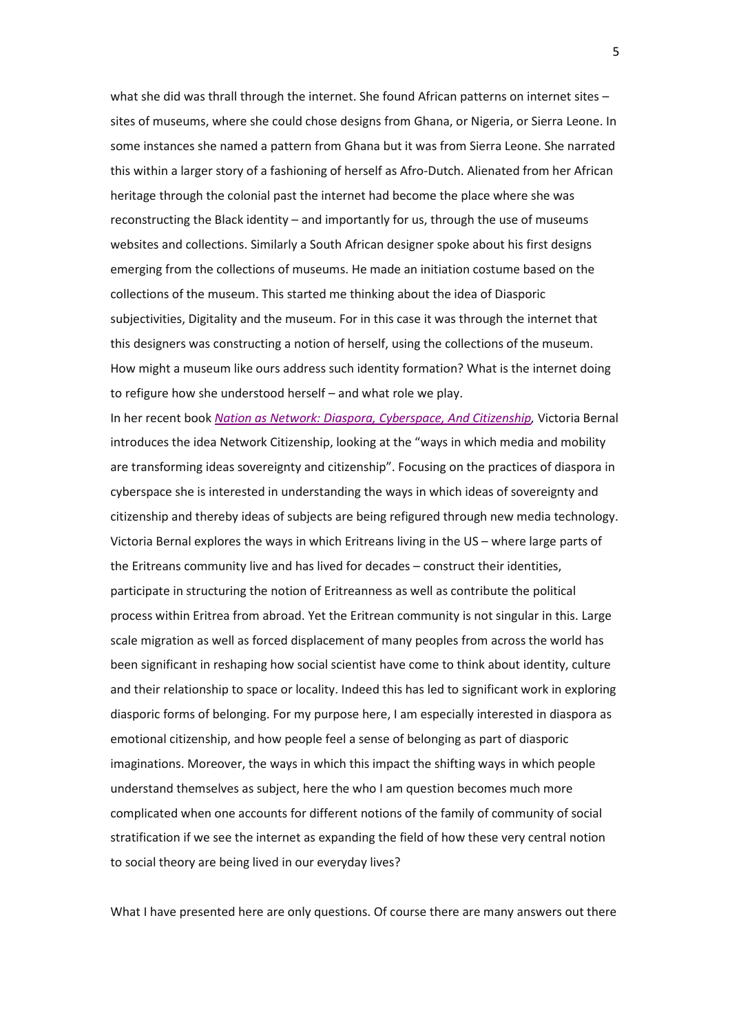what she did was thrall through the internet. She found African patterns on internet sites – sites of museums, where she could chose designs from Ghana, or Nigeria, or Sierra Leone. In some instances she named a pattern from Ghana but it was from Sierra Leone. She narrated this within a larger story of a fashioning of herself as Afro-Dutch. Alienated from her African heritage through the colonial past the internet had become the place where she was reconstructing the Black identity – and importantly for us, through the use of museums websites and collections. Similarly a South African designer spoke about his first designs emerging from the collections of museums. He made an initiation costume based on the collections of the museum. This started me thinking about the idea of Diasporic subjectivities, Digitality and the museum. For in this case it was through the internet that this designers was constructing a notion of herself, using the collections of the museum. How might a museum like ours address such identity formation? What is the internet doing to refigure how she understood herself – and what role we play.

In her recent book *Nation as Network: Diaspora, Cyberspace, And Citizenship,* Victoria Bernal introduces the idea Network Citizenship, looking at the "ways in which media and mobility are transforming ideas sovereignty and citizenship". Focusing on the practices of diaspora in cyberspace she is interested in understanding the ways in which ideas of sovereignty and citizenship and thereby ideas of subjects are being refigured through new media technology. Victoria Bernal explores the ways in which Eritreans living in the US – where large parts of the Eritreans community live and has lived for decades – construct their identities, participate in structuring the notion of Eritreanness as well as contribute the political process within Eritrea from abroad. Yet the Eritrean community is not singular in this. Large scale migration as well as forced displacement of many peoples from across the world has been significant in reshaping how social scientist have come to think about identity, culture and their relationship to space or locality. Indeed this has led to significant work in exploring diasporic forms of belonging. For my purpose here, I am especially interested in diaspora as emotional citizenship, and how people feel a sense of belonging as part of diasporic imaginations. Moreover, the ways in which this impact the shifting ways in which people understand themselves as subject, here the who I am question becomes much more complicated when one accounts for different notions of the family of community of social stratification if we see the internet as expanding the field of how these very central notion to social theory are being lived in our everyday lives?

What I have presented here are only questions. Of course there are many answers out there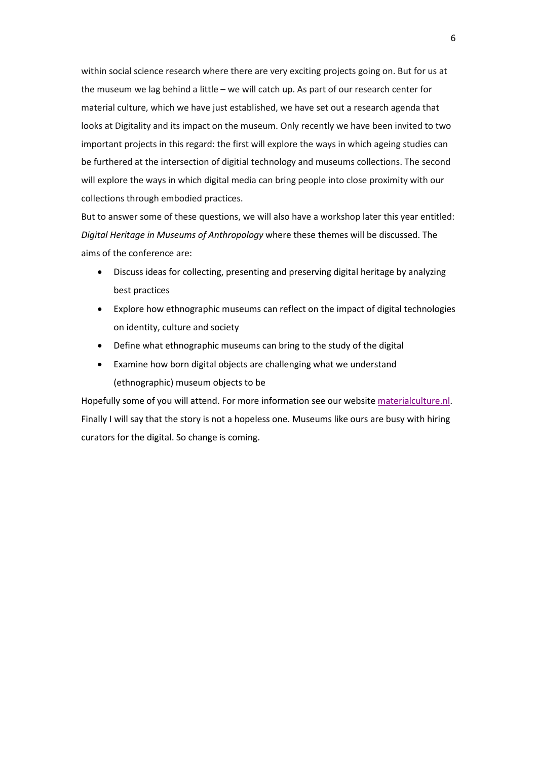within social science research where there are very exciting projects going on. But for us at the museum we lag behind a little – we will catch up. As part of our research center for material culture, which we have just established, we have set out a research agenda that looks at Digitality and its impact on the museum. Only recently we have been invited to two important projects in this regard: the first will explore the ways in which ageing studies can be furthered at the intersection of digitial technology and museums collections. The second will explore the ways in which digital media can bring people into close proximity with our collections through embodied practices.

But to answer some of these questions, we will also have a workshop later this year entitled: *Digital Heritage in Museums of Anthropology* where these themes will be discussed. The aims of the conference are:

- Discuss ideas for collecting, presenting and preserving digital heritage by analyzing best practices
- Explore how ethnographic museums can reflect on the impact of digital technologies on identity, culture and society
- Define what ethnographic museums can bring to the study of the digital
- Examine how born digital objects are challenging what we understand (ethnographic) museum objects to be

Hopefully some of you will attend. For more information see our website [materialculture.nl](materialculture.nl). Finally I will say that the story is not a hopeless one. Museums like ours are busy with hiring curators for the digital. So change is coming.